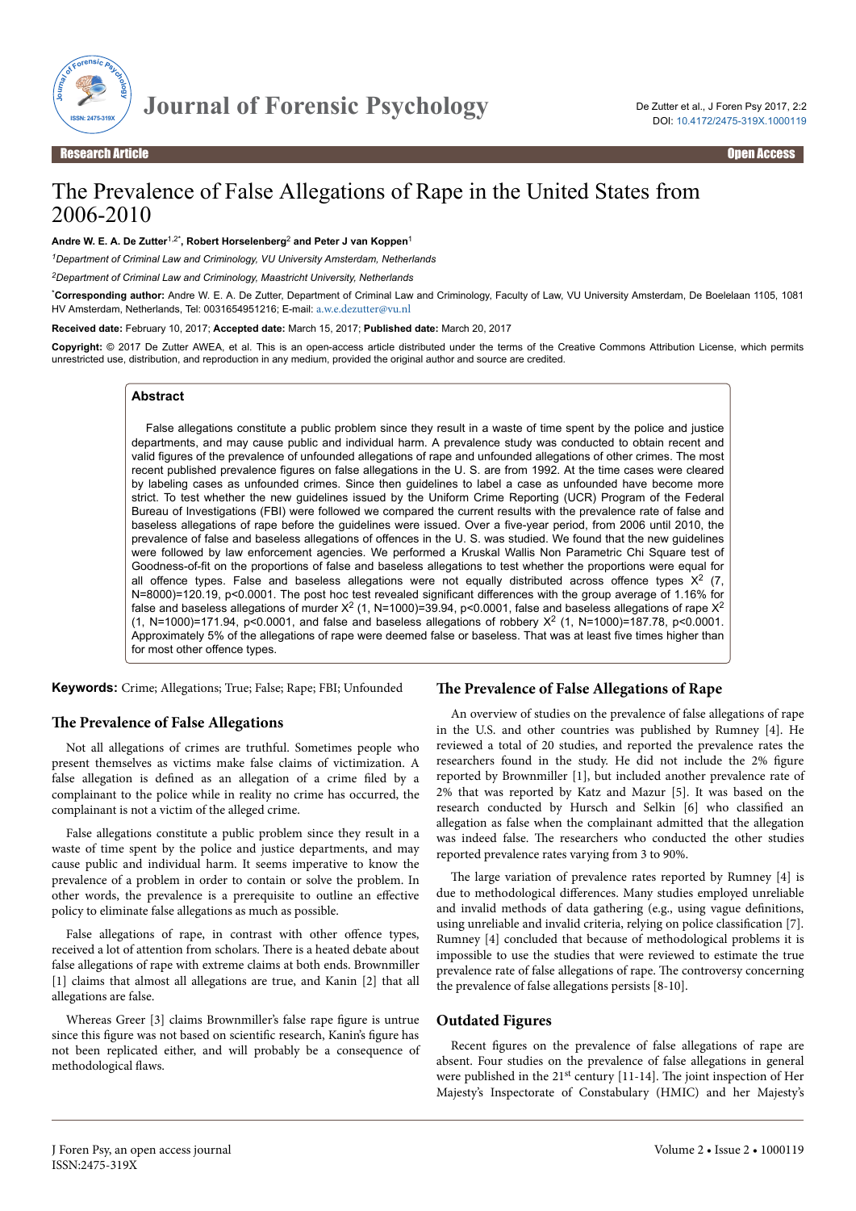# The Prevalence of False Allegations of Rape in the United States from 2006-2010

**Andre W. E. A. De Zutter**[1,2*], **Robert Horselenberg**[2] **and Peter J van Koppen**[1]

[1]*Department of Criminal Law and Criminology, VU University Amsterdam, Netherlands*

[2]*Department of Criminal Law and Criminology, Maastricht University, Netherlands*

***Corresponding author:** Andre W. E. A. De Zutter, Department of Criminal Law and Criminology, Faculty of Law, VU University Amsterdam, De Boelelaan 1105, 1081 HV Amsterdam, Netherlands, Tel: 0031654951216; E-mail: a.w.e.dezutter@vu.nl

**Received date:** February 10, 2017; **Accepted date:** March 15, 2017; **Published date:** March 20, 2017

**Copyright:** © 2017 De Zutter AWEA, et al. This is an open-access article distributed under the terms of the Creative Commons Attribution License, which permits unrestricted use, distribution, and reproduction in any medium, provided the original author and source are credited.

## Abstract

False allegations constitute a public problem since they result in a waste of time spent by the police and justice departments, and may cause public and individual harm. A prevalence study was conducted to obtain recent and valid figures of the prevalence of unfounded allegations of rape and unfounded allegations of other crimes. The most recent published prevalence figures on false allegations in the U. S. are from 1992. At the time cases were cleared by labeling cases as unfounded crimes. Since then guidelines to label a case as unfounded have become more strict. To test whether the new guidelines issued by the Uniform Crime Reporting (UCR) Program of the Federal Bureau of Investigations (FBI) were followed we compared the current results with the prevalence rate of false and baseless allegations of rape before the guidelines were issued. Over a five-year period, from 2006 until 2010, the prevalence of false and baseless allegations of offences in the U. S. was studied. We found that the new guidelines were followed by law enforcement agencies. We performed a Kruskal Wallis Non Parametric Chi Square test of Goodness-of-fit on the proportions of false and baseless allegations to test whether the proportions were equal for all offence types. False and baseless allegations were not equally distributed across offence types $X^2$ (7, N=8000)=120.19, p<0.0001. The post hoc test revealed significant differences with the group average of 1.16% for false and baseless allegations of murder $X^2$ (1, N=1000)=39.94, p<0.0001, false and baseless allegations of rape $X^2$ (1, N=1000)=171.94, p<0.0001, and false and baseless allegations of robbery $X^2$ (1, N=1000)=187.78, p<0.0001. Approximately 5% of the allegations of rape were deemed false or baseless. That was at least five times higher than for most other offence types.

**Keywords:** Crime; Allegations; True; False; Rape; FBI; Unfounded

## The Prevalence of False Allegations

Not all allegations of crimes are truthful. Sometimes people who present themselves as victims make false claims of victimization. A false allegation is defined as an allegation of a crime filed by a complainant to the police while in reality no crime has occurred, the complainant is not a victim of the alleged crime.

False allegations constitute a public problem since they result in a waste of time spent by the police and justice departments, and may cause public and individual harm. It seems imperative to know the prevalence of a problem in order to contain or solve the problem. In other words, the prevalence is a prerequisite to outline an effective policy to eliminate false allegations as much as possible.

False allegations of rape, in contrast with other offence types, received a lot of attention from scholars. There is a heated debate about false allegations of rape with extreme claims at both ends. Brownmiller [1] claims that almost all allegations are true, and Kanin [2] that all allegations are false.

Whereas Greer [3] claims Brownmiller's false rape figure is untrue since this figure was not based on scientific research, Kanin's figure has not been replicated either, and will probably be a consequence of methodological flaws.

## The Prevalence of False Allegations of Rape

An overview of studies on the prevalence of false allegations of rape in the U.S. and other countries was published by Rumney [4]. He reviewed a total of 20 studies, and reported the prevalence rates the researchers found in the study. He did not include the 2% figure reported by Brownmiller [1], but included another prevalence rate of 2% that was reported by Katz and Mazur [5]. It was based on the research conducted by Hursch and Selkin [6] who classified an allegation as false when the complainant admitted that the allegation was indeed false. The researchers who conducted the other studies reported prevalence rates varying from 3 to 90%.

The large variation of prevalence rates reported by Rumney [4] is due to methodological differences. Many studies employed unreliable and invalid methods of data gathering (e.g., using vague definitions, using unreliable and invalid criteria, relying on police classification [7]. Rumney [4] concluded that because of methodological problems it is impossible to use the studies that were reviewed to estimate the true prevalence rate of false allegations of rape. The controversy concerning the prevalence of false allegations persists [8-10].

## Outdated Figures

Recent figures on the prevalence of false allegations of rape are absent. Four studies on the prevalence of false allegations in general were published in the 21st century [11-14]. The joint inspection of Her Majesty's Inspectorate of Constabulary (HMIC) and her Majesty's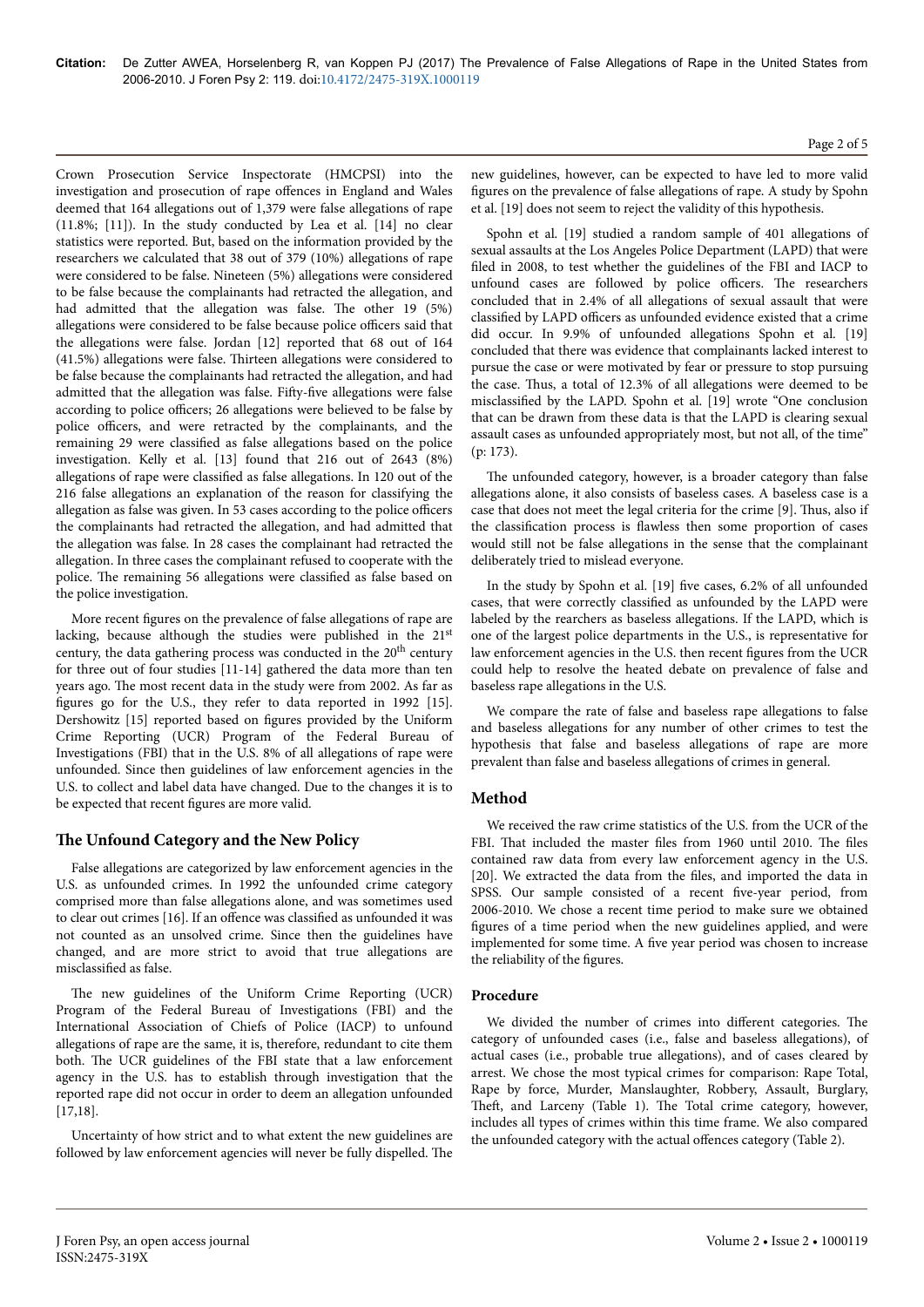Crown Prosecution Service Inspectorate (HMCPSI) into the investigation and prosecution of rape offences in England and Wales deemed that 164 allegations out of 1,379 were false allegations of rape (11.8%; [11]). In the study conducted by Lea et al. [14] no clear statistics were reported. But, based on the information provided by the researchers we calculated that 38 out of 379 (10%) allegations of rape were considered to be false. Nineteen (5%) allegations were considered to be false because the complainants had retracted the allegation, and had admitted that the allegation was false. The other 19 (5%) allegations were considered to be false because police officers said that the allegations were false. Jordan [12] reported that 68 out of 164 (41.5%) allegations were false. Thirteen allegations were considered to be false because the complainants had retracted the allegation, and had admitted that the allegation was false. Fifty-five allegations were false according to police officers; 26 allegations were believed to be false by police officers, and were retracted by the complainants, and the remaining 29 were classified as false allegations based on the police investigation. Kelly et al. [13] found that 216 out of 2643 (8%) allegations of rape were classified as false allegations. In 120 out of the 216 false allegations an explanation of the reason for classifying the allegation as false was given. In 53 cases according to the police officers the complainants had retracted the allegation, and had admitted that the allegation was false. In 28 cases the complainant had retracted the allegation. In three cases the complainant refused to cooperate with the police. The remaining 56 allegations were classified as false based on the police investigation.

More recent figures on the prevalence of false allegations of rape are lacking, because although the studies were published in the 21st century, the data gathering process was conducted in the 20th century for three out of four studies [11-14] gathered the data more than ten years ago. The most recent data in the study were from 2002. As far as figures go for the U.S., they refer to data reported in 1992 [15]. Dershowitz [15] reported based on figures provided by the Uniform Crime Reporting (UCR) Program of the Federal Bureau of Investigations (FBI) that in the U.S. 8% of all allegations of rape were unfounded. Since then guidelines of law enforcement agencies in the U.S. to collect and label data have changed. Due to the changes it is to be expected that recent figures are more valid.

## The Unfound Category and the New Policy

False allegations are categorized by law enforcement agencies in the U.S. as unfounded crimes. In 1992 the unfounded crime category comprised more than false allegations alone, and was sometimes used to clear out crimes [16]. If an offence was classified as unfounded it was not counted as an unsolved crime. Since then the guidelines have changed, and are more strict to avoid that true allegations are misclassified as false.

The new guidelines of the Uniform Crime Reporting (UCR) Program of the Federal Bureau of Investigations (FBI) and the International Association of Chiefs of Police (IACP) to unfound allegations of rape are the same, it is, therefore, redundant to cite them both. The UCR guidelines of the FBI state that a law enforcement agency in the U.S. has to establish through investigation that the reported rape did not occur in order to deem an allegation unfounded [17,18].

Uncertainty of how strict and to what extent the new guidelines are followed by law enforcement agencies will never be fully dispelled. The new guidelines, however, can be expected to have led to more valid figures on the prevalence of false allegations of rape. A study by Spohn et al. [19] does not seem to reject the validity of this hypothesis.

Spohn et al. [19] studied a random sample of 401 allegations of sexual assaults at the Los Angeles Police Department (LAPD) that were filed in 2008, to test whether the guidelines of the FBI and IACP to unfound cases are followed by police officers. The researchers concluded that in 2.4% of all allegations of sexual assault that were classified by LAPD officers as unfounded evidence existed that a crime did occur. In 9.9% of unfounded allegations Spohn et al. [19] concluded that there was evidence that complainants lacked interest to pursue the case or were motivated by fear or pressure to stop pursuing the case. Thus, a total of 12.3% of all allegations were deemed to be misclassified by the LAPD. Spohn et al. [19] wrote "One conclusion that can be drawn from these data is that the LAPD is clearing sexual assault cases as unfounded appropriately most, but not all, of the time" (p: 173).

The unfounded category, however, is a broader category than false allegations alone, it also consists of baseless cases. A baseless case is a case that does not meet the legal criteria for the crime [9]. Thus, also if the classification process is flawless then some proportion of cases would still not be false allegations in the sense that the complainant deliberately tried to mislead everyone.

In the study by Spohn et al. [19] five cases, 6.2% of all unfounded cases, that were correctly classified as unfounded by the LAPD were labeled by the rearchers as baseless allegations. If the LAPD, which is one of the largest police departments in the U.S., is representative for law enforcement agencies in the U.S. then recent figures from the UCR could help to resolve the heated debate on prevalence of false and baseless rape allegations in the U.S.

We compare the rate of false and baseless rape allegations to false and baseless allegations for any number of other crimes to test the hypothesis that false and baseless allegations of rape are more prevalent than false and baseless allegations of crimes in general.

## Method

We received the raw crime statistics of the U.S. from the UCR of the FBI. That included the master files from 1960 until 2010. The files contained raw data from every law enforcement agency in the U.S. [20]. We extracted the data from the files, and imported the data in SPSS. Our sample consisted of a recent five-year period, from 2006-2010. We chose a recent time period to make sure we obtained figures of a time period when the new guidelines applied, and were implemented for some time. A five year period was chosen to increase the reliability of the figures.

### Procedure

We divided the number of crimes into different categories. The category of unfounded cases (i.e., false and baseless allegations), of actual cases (i.e., probable true allegations), and of cases cleared by arrest. We chose the most typical crimes for comparison: Rape Total, Rape by force, Murder, Manslaughter, Robbery, Assault, Burglary, Theft, and Larceny (Table 1). The Total crime category, however, includes all types of crimes within this time frame. We also compared the unfounded category with the actual offences category (Table 2).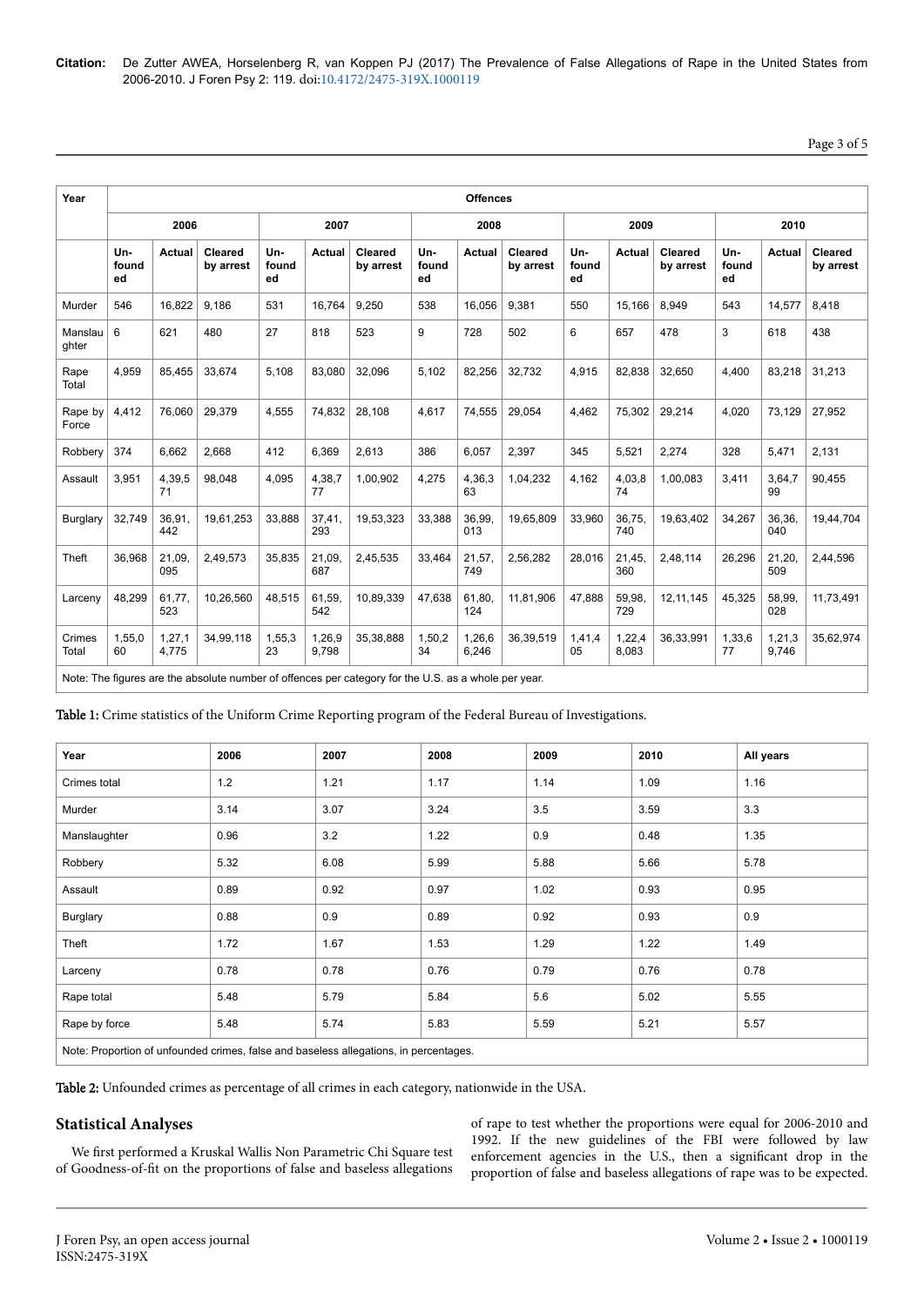| Year | Offences | | | | | | | | | | | | | | |
|---|---|---|---|---|---|---|---|---|---|---|---|---|---|---|---|
| | 2006 | | | 2007 | | | 2008 | | | 2009 | | | 2010 | | |
| | Un-founded | Actual | Cleared by arrest | Un-founded | Actual | Cleared by arrest | Un-founded | Actual | Cleared by arrest | Un-founded | Actual | Cleared by arrest | Un-founded | Actual | Cleared by arrest |
| Murder | 546 | 16,822 | 9,186 | 531 | 16,764 | 9,250 | 538 | 16,056 | 9,381 | 550 | 15,166 | 8,949 | 543 | 14,577 | 8,418 |
| Manslaughter | 6 | 621 | 480 | 27 | 818 | 523 | 9 | 728 | 502 | 6 | 657 | 478 | 3 | 618 | 438 |
| Rape Total | 4,959 | 85,455 | 33,674 | 5,108 | 83,080 | 32,096 | 5,102 | 82,256 | 32,732 | 4,915 | 82,838 | 32,650 | 4,400 | 83,218 | 31,213 |
| Rape by Force | 4,412 | 76,060 | 29,379 | 4,555 | 74,832 | 28,108 | 4,617 | 74,555 | 29,054 | 4,462 | 75,302 | 29,214 | 4,020 | 73,129 | 27,952 |
| Robbery | 374 | 6,662 | 2,668 | 412 | 6,369 | 2,613 | 386 | 6,057 | 2,397 | 345 | 5,521 | 2,274 | 328 | 5,471 | 2,131 |
| Assault | 3,951 | 4,39,571 | 98,048 | 4,095 | 4,38,777 | 1,00,902 | 4,275 | 4,36,363 | 1,04,232 | 4,162 | 4,03,874 | 1,00,083 | 3,411 | 3,64,799 | 90,455 |
| Burglary | 32,749 | 36,91,442 | 19,61,253 | 33,888 | 37,41,293 | 19,53,323 | 33,388 | 36,99,013 | 19,65,809 | 33,960 | 36,75,740 | 19,63,402 | 34,267 | 36,36,040 | 19,44,704 |
| Theft | 36,968 | 21,09,095 | 2,49,573 | 35,835 | 21,09,687 | 2,45,535 | 33,464 | 21,57,749 | 2,56,282 | 28,016 | 21,45,360 | 2,48,114 | 26,296 | 21,20,509 | 2,44,596 |
| Larceny | 48,299 | 61,77,523 | 10,26,560 | 48,515 | 61,59,542 | 10,89,339 | 47,638 | 61,80,124 | 11,81,906 | 47,888 | 59,98,729 | 12,11,145 | 45,325 | 58,99,028 | 11,73,491 |
| Crimes Total | 1,55,060 | 1,27,14,775 | 34,99,118 | 1,55,323 | 1,26,99,798 | 35,38,888 | 1,50,234 | 1,26,66,246 | 36,39,519 | 1,41,405 | 1,22,48,083 | 36,33,991 | 1,33,677 | 1,21,39,746 | 35,62,974 |
| Note: The figures are the absolute number of offences per category for the U.S. as a whole per year. | | | | | | | | | | | | | | | |

**Table 1:** Crime statistics of the Uniform Crime Reporting program of the Federal Bureau of Investigations.

| Year | 2006 | 2007 | 2008 | 2009 | 2010 | All years |
|---|---|---|---|---|---|---|
| Crimes total | 1.2 | 1.21 | 1.17 | 1.14 | 1.09 | 1.16 |
| Murder | 3.14 | 3.07 | 3.24 | 3.5 | 3.59 | 3.3 |
| Manslaughter | 0.96 | 3.2 | 1.22 | 0.9 | 0.48 | 1.35 |
| Robbery | 5.32 | 6.08 | 5.99 | 5.88 | 5.66 | 5.78 |
| Assault | 0.89 | 0.92 | 0.97 | 1.02 | 0.93 | 0.95 |
| Burglary | 0.88 | 0.9 | 0.89 | 0.92 | 0.93 | 0.9 |
| Theft | 1.72 | 1.67 | 1.53 | 1.29 | 1.22 | 1.49 |
| Larceny | 0.78 | 0.78 | 0.76 | 0.79 | 0.76 | 0.78 |
| Rape total | 5.48 | 5.79 | 5.84 | 5.6 | 5.02 | 5.55 |
| Rape by force | 5.48 | 5.74 | 5.83 | 5.59 | 5.21 | 5.57 |
| Note: Proportion of unfounded crimes, false and baseless allegations, in percentages. | | | | | | |

**Table 2:** Unfounded crimes as percentage of all crimes in each category, nationwide in the USA.

## Statistical Analyses

We first performed a Kruskal Wallis Non Parametric Chi Square test of Goodness-of-fit on the proportions of false and baseless allegations of rape to test whether the proportions were equal for 2006-2010 and 1992. If the new guidelines of the FBI were followed by law enforcement agencies in the U.S., then a significant drop in the proportion of false and baseless allegations of rape was to be expected.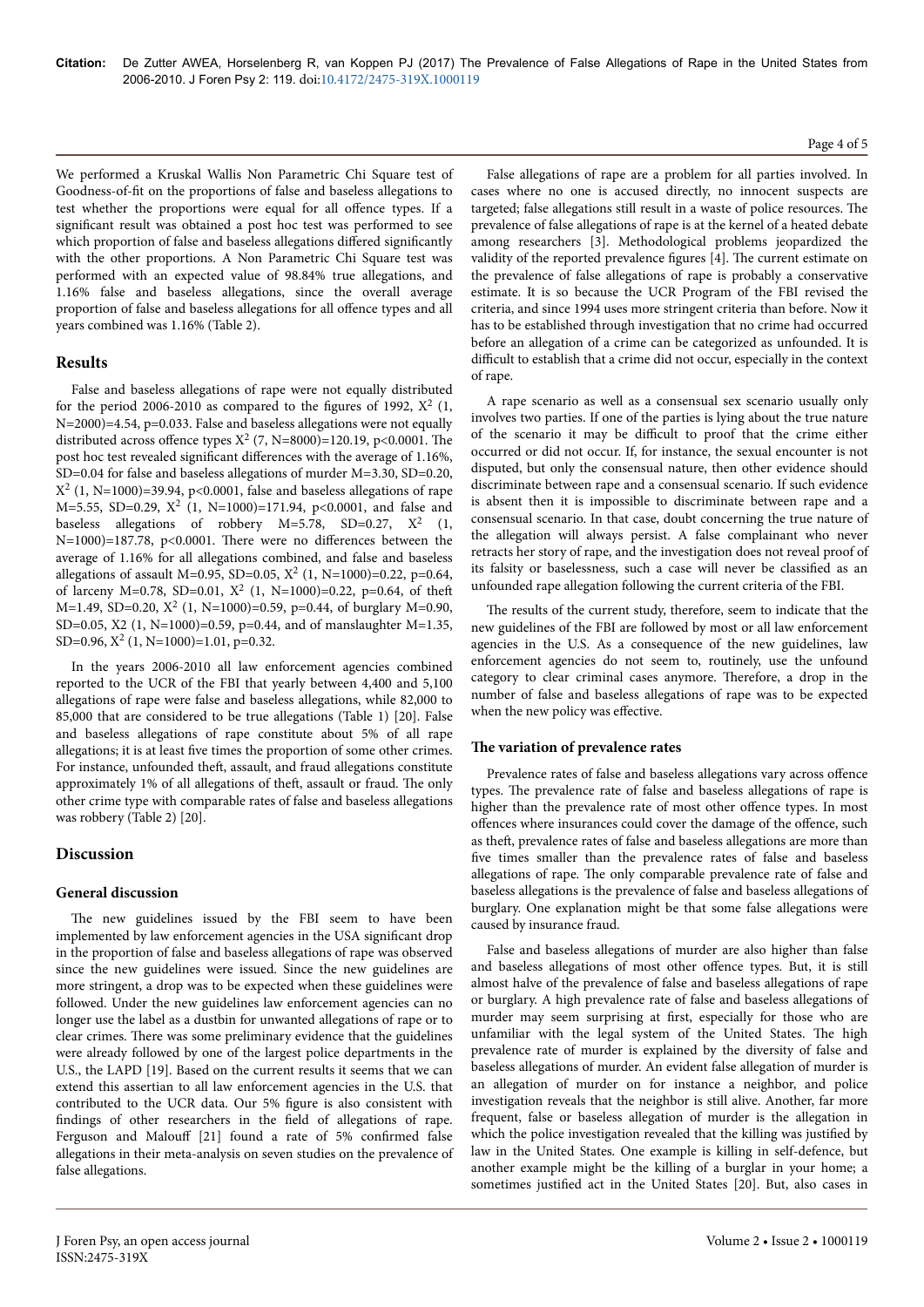We performed a Kruskal Wallis Non Parametric Chi Square test of Goodness-of-fit on the proportions of false and baseless allegations to test whether the proportions were equal for all offence types. If a significant result was obtained a post hoc test was performed to see which proportion of false and baseless allegations differed significantly with the other proportions. A Non Parametric Chi Square test was performed with an expected value of 98.84% true allegations, and 1.16% false and baseless allegations, since the overall average proportion of false and baseless allegations for all offence types and all years combined was 1.16% (Table 2).

## Results

False and baseless allegations of rape were not equally distributed for the period 2006-2010 as compared to the figures of 1992, $X^2$ (1, N=2000)=4.54, p=0.033. False and baseless allegations were not equally distributed across offence types $X^2$ (7, N=8000)=120.19, p<0.0001. The post hoc test revealed significant differences with the average of 1.16%, SD=0.04 for false and baseless allegations of murder M=3.30, SD=0.20, $X^2$ (1, N=1000)=39.94, p<0.0001, false and baseless allegations of rape M=5.55, SD=0.29, $X^2$ (1, N=1000)=171.94, p<0.0001, and false and baseless allegations of robbery M=5.78, SD=0.27, $X^2$ (1, N=1000)=187.78, p<0.0001. There were no differences between the average of 1.16% for all allegations combined, and false and baseless allegations of assault M=0.95, SD=0.05, $X^2$ (1, N=1000)=0.22, p=0.64, of larceny M=0.78, SD=0.01, $X^2$ (1, N=1000)=0.22, p=0.64, of theft M=1.49, SD=0.20, $X^2$ (1, N=1000)=0.59, p=0.44, of burglary M=0.90, SD=0.05, X2 (1, N=1000)=0.59, p=0.44, and of manslaughter M=1.35, SD=0.96, $X^2$ (1, N=1000)=1.01, p=0.32.

In the years 2006-2010 all law enforcement agencies combined reported to the UCR of the FBI that yearly between 4,400 and 5,100 allegations of rape were false and baseless allegations, while 82,000 to 85,000 that are considered to be true allegations (Table 1) [20]. False and baseless allegations of rape constitute about 5% of all rape allegations; it is at least five times the proportion of some other crimes. For instance, unfounded theft, assault, and fraud allegations constitute approximately 1% of all allegations of theft, assault or fraud. The only other crime type with comparable rates of false and baseless allegations was robbery (Table 2) [20].

## Discussion

### General discussion

The new guidelines issued by the FBI seem to have been implemented by law enforcement agencies in the USA significant drop in the proportion of false and baseless allegations of rape was observed since the new guidelines were issued. Since the new guidelines are more stringent, a drop was to be expected when these guidelines were followed. Under the new guidelines law enforcement agencies can no longer use the label as a dustbin for unwanted allegations of rape or to clear crimes. There was some preliminary evidence that the guidelines were already followed by one of the largest police departments in the U.S., the LAPD [19]. Based on the current results it seems that we can extend this assertian to all law enforcement agencies in the U.S. that contributed to the UCR data. Our 5% figure is also consistent with findings of other researchers in the field of allegations of rape. Ferguson and Malouff [21] found a rate of 5% confirmed false allegations in their meta-analysis on seven studies on the prevalence of false allegations.

False allegations of rape are a problem for all parties involved. In cases where no one is accused directly, no innocent suspects are targeted; false allegations still result in a waste of police resources. The prevalence of false allegations of rape is at the kernel of a heated debate among researchers [3]. Methodological problems jeopardized the validity of the reported prevalence figures [4]. The current estimate on the prevalence of false allegations of rape is probably a conservative estimate. It is so because the UCR Program of the FBI revised the criteria, and since 1994 uses more stringent criteria than before. Now it has to be established through investigation that no crime had occurred before an allegation of a crime can be categorized as unfounded. It is difficult to establish that a crime did not occur, especially in the context of rape.

A rape scenario as well as a consensual sex scenario usually only involves two parties. If one of the parties is lying about the true nature of the scenario it may be difficult to proof that the crime either occurred or did not occur. If, for instance, the sexual encounter is not disputed, but only the consensual nature, then other evidence should discriminate between rape and a consensual scenario. If such evidence is absent then it is impossible to discriminate between rape and a consensual scenario. In that case, doubt concerning the true nature of the allegation will always persist. A false complainant who never retracts her story of rape, and the investigation does not reveal proof of its falsity or baselessness, such a case will never be classified as an unfounded rape allegation following the current criteria of the FBI.

The results of the current study, therefore, seem to indicate that the new guidelines of the FBI are followed by most or all law enforcement agencies in the U.S. As a consequence of the new guidelines, law enforcement agencies do not seem to, routinely, use the unfound category to clear criminal cases anymore. Therefore, a drop in the number of false and baseless allegations of rape was to be expected when the new policy was effective.

### The variation of prevalence rates

Prevalence rates of false and baseless allegations vary across offence types. The prevalence rate of false and baseless allegations of rape is higher than the prevalence rate of most other offence types. In most offences where insurances could cover the damage of the offence, such as theft, prevalence rates of false and baseless allegations are more than five times smaller than the prevalence rates of false and baseless allegations of rape. The only comparable prevalence rate of false and baseless allegations is the prevalence of false and baseless allegations of burglary. One explanation might be that some false allegations were caused by insurance fraud.

False and baseless allegations of murder are also higher than false and baseless allegations of most other offence types. But, it is still almost halve of the prevalence of false and baseless allegations of rape or burglary. A high prevalence rate of false and baseless allegations of murder may seem surprising at first, especially for those who are unfamiliar with the legal system of the United States. The high prevalence rate of murder is explained by the diversity of false and baseless allegations of murder. An evident false allegation of murder is an allegation of murder on for instance a neighbor, and police investigation reveals that the neighbor is still alive. Another, far more frequent, false or baseless allegation of murder is the allegation in which the police investigation revealed that the killing was justified by law in the United States. One example is killing in self-defence, but another example might be the killing of a burglar in your home; a sometimes justified act in the United States [20]. But, also cases in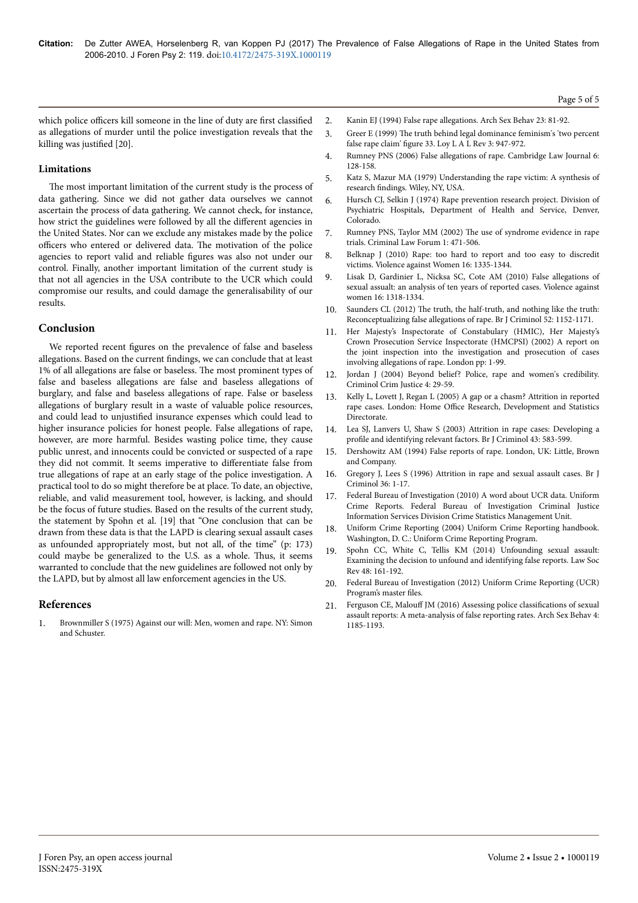which police officers kill someone in the line of duty are first classified as allegations of murder until the police investigation reveals that the killing was justified [20].

## Limitations

The most important limitation of the current study is the process of data gathering. Since we did not gather data ourselves we cannot ascertain the process of data gathering. We cannot check, for instance, how strict the guidelines were followed by all the different agencies in the United States. Nor can we exclude any mistakes made by the police officers who entered or delivered data. The motivation of the police agencies to report valid and reliable figures was also not under our control. Finally, another important limitation of the current study is that not all agencies in the USA contribute to the UCR which could compromise our results, and could damage the generalisability of our results.

## Conclusion

We reported recent figures on the prevalence of false and baseless allegations. Based on the current findings, we can conclude that at least 1% of all allegations are false or baseless. The most prominent types of false and baseless allegations are false and baseless allegations of burglary, and false and baseless allegations of rape. False or baseless allegations of burglary result in a waste of valuable police resources, and could lead to unjustified insurance expenses which could lead to higher insurance policies for honest people. False allegations of rape, however, are more harmful. Besides wasting police time, they cause public unrest, and innocents could be convicted or suspected of a rape they did not commit. It seems imperative to differentiate false from true allegations of rape at an early stage of the police investigation. A practical tool to do so might therefore be at place. To date, an objective, reliable, and valid measurement tool, however, is lacking, and should be the focus of future studies. Based on the results of the current study, the statement by Spohn et al. [19] that "One conclusion that can be drawn from these data is that the LAPD is clearing sexual assault cases as unfounded appropriately most, but not all, of the time" (p: 173) could maybe be generalized to the U.S. as a whole. Thus, it seems warranted to conclude that the new guidelines are followed not only by the LAPD, but by almost all law enforcement agencies in the US.

## References

1. Brownmiller S (1975) Against our will: Men, women and rape. NY: Simon and Schuster.
2. Kanin EJ (1994) False rape allegations. Arch Sex Behav 23: 81-92.
3. Greer E (1999) The truth behind legal dominance feminism's 'two percent false rape claim' figure 33. Loy L A L Rev 3: 947-972.
4. Rumney PNS (2006) False allegations of rape. Cambridge Law Journal 6: 128-158.
5. Katz S, Mazur MA (1979) Understanding the rape victim: A synthesis of research findings. Wiley, NY, USA.
6. Hursch CJ, Selkin J (1974) Rape prevention research project. Division of Psychiatric Hospitals, Department of Health and Service, Denver, Colorado.
7. Rumney PNS, Taylor MM (2002) The use of syndrome evidence in rape trials. Criminal Law Forum 1: 471-506.
8. Belknap J (2010) Rape: too hard to report and too easy to discredit victims. Violence against Women 16: 1335-1344.
9. Lisak D, Gardinier L, Nicksa SC, Cote AM (2010) False allegations of sexual assault: an analysis of ten years of reported cases. Violence against women 16: 1318-1334.
10. Saunders CL (2012) The truth, the half-truth, and nothing like the truth: Reconceptualizing false allegations of rape. Br J Criminol 52: 1152-1171.
11. Her Majesty's Inspectorate of Constabulary (HMIC), Her Majesty's Crown Prosecution Service Inspectorate (HMCPSI) (2002) A report on the joint inspection into the investigation and prosecution of cases involving allegations of rape. London pp: 1-99.
12. Jordan J (2004) Beyond belief? Police, rape and women's credibility. Criminol Crim Justice 4: 29-59.
13. Kelly L, Lovett J, Regan L (2005) A gap or a chasm? Attrition in reported rape cases. London: Home Office Research, Development and Statistics Directorate.
14. Lea SJ, Lanvers U, Shaw S (2003) Attrition in rape cases: Developing a profile and identifying relevant factors. Br J Criminol 43: 583-599.
15. Dershowitz AM (1994) False reports of rape. London, UK: Little, Brown and Company.
16. Gregory J, Lees S (1996) Attrition in rape and sexual assault cases. Br J Criminol 36: 1-17.
17. Federal Bureau of Investigation (2010) A word about UCR data. Uniform Crime Reports. Federal Bureau of Investigation Criminal Justice Information Services Division Crime Statistics Management Unit.
18. Uniform Crime Reporting (2004) Uniform Crime Reporting handbook. Washington, D. C.: Uniform Crime Reporting Program.
19. Spohn CC, White C, Tellis KM (2014) Unfounding sexual assault: Examining the decision to unfound and identifying false reports. Law Soc Rev 48: 161-192.
20. Federal Bureau of Investigation (2012) Uniform Crime Reporting (UCR) Program's master files.
21. Ferguson CE, Malouff JM (2016) Assessing police classifications of sexual assault reports: A meta-analysis of false reporting rates. Arch Sex Behav 4: 1185-1193.